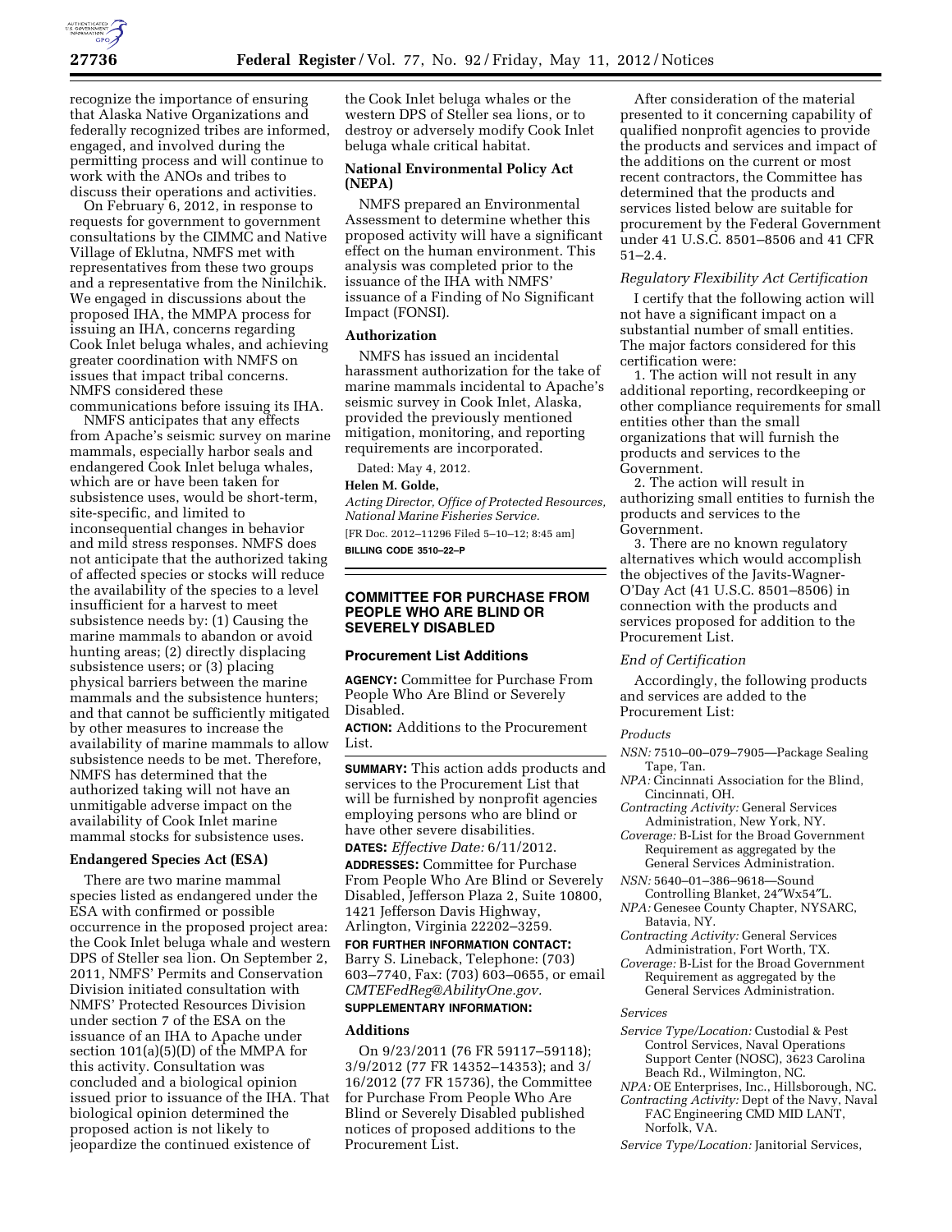recognize the importance of ensuring that Alaska Native Organizations and federally recognized tribes are informed, engaged, and involved during the permitting process and will continue to work with the ANOs and tribes to discuss their operations and activities.

On February 6, 2012, in response to requests for government to government consultations by the CIMMC and Native Village of Eklutna, NMFS met with representatives from these two groups and a representative from the Ninilchik. We engaged in discussions about the proposed IHA, the MMPA process for issuing an IHA, concerns regarding Cook Inlet beluga whales, and achieving greater coordination with NMFS on issues that impact tribal concerns. NMFS considered these communications before issuing its IHA.

NMFS anticipates that any effects from Apache's seismic survey on marine mammals, especially harbor seals and endangered Cook Inlet beluga whales, which are or have been taken for subsistence uses, would be short-term, site-specific, and limited to inconsequential changes in behavior and mild stress responses. NMFS does not anticipate that the authorized taking of affected species or stocks will reduce the availability of the species to a level insufficient for a harvest to meet subsistence needs by: (1) Causing the marine mammals to abandon or avoid hunting areas; (2) directly displacing subsistence users; or (3) placing physical barriers between the marine mammals and the subsistence hunters; and that cannot be sufficiently mitigated by other measures to increase the availability of marine mammals to allow subsistence needs to be met. Therefore, NMFS has determined that the authorized taking will not have an unmitigable adverse impact on the availability of Cook Inlet marine mammal stocks for subsistence uses.

## Endangered Species Act (ESA)

There are two marine mammal species listed as endangered under the ESA with confirmed or possible occurrence in the proposed project area: the Cook Inlet beluga whale and western DPS of Steller sea lion. On September 2, 2011, NMFS' Permits and Conservation Division initiated consultation with NMFS' Protected Resources Division under section 7 of the ESA on the issuance of an IHA to Apache under section 101(a)(5)(D) of the MMPA for this activity. Consultation was concluded and a biological opinion issued prior to issuance of the IHA. That biological opinion determined the proposed action is not likely to jeopardize the continued existence of the Cook Inlet beluga whales or the western DPS of Steller sea lions, or to destroy or adversely modify Cook Inlet beluga whale critical habitat.

## National Environmental Policy Act (NEPA)

NMFS prepared an Environmental Assessment to determine whether this proposed activity will have a significant effect on the human environment. This analysis was completed prior to the issuance of the IHA with NMFS' issuance of a Finding of No Significant Impact (FONSI).

## Authorization

NMFS has issued an incidental harassment authorization for the take of marine mammals incidental to Apache's seismic survey in Cook Inlet, Alaska, provided the previously mentioned mitigation, monitoring, and reporting requirements are incorporated.

Dated: May 4, 2012.

**Helen M. Golde,**

*Acting Director, Office of Protected Resources, National Marine Fisheries Service.*

[FR Doc. 2012–11296 Filed 5–10–12; 8:45 am]

**BILLING CODE 3510–22–P**

# COMMITTEE FOR PURCHASE FROM PEOPLE WHO ARE BLIND OR SEVERELY DISABLED

## Procurement List Additions

**AGENCY:** Committee for Purchase From People Who Are Blind or Severely Disabled.

**ACTION:** Additions to the Procurement List.

**SUMMARY:** This action adds products and services to the Procurement List that will be furnished by nonprofit agencies employing persons who are blind or have other severe disabilities.

**DATES:** *Effective Date:* 6/11/2012.

**ADDRESSES:** Committee for Purchase From People Who Are Blind or Severely Disabled, Jefferson Plaza 2, Suite 10800, 1421 Jefferson Davis Highway, Arlington, Virginia 22202–3259.

**FOR FURTHER INFORMATION CONTACT:** Barry S. Lineback, Telephone: (703) 603–7740, Fax: (703) 603–0655, or email *CMTEFedReg@AbilityOne.gov.*

**SUPPLEMENTARY INFORMATION:**

## Additions

On 9/23/2011 (76 FR 59117–59118); 3/9/2012 (77 FR 14352–14353); and 3/16/2012 (77 FR 15736), the Committee for Purchase From People Who Are Blind or Severely Disabled published notices of proposed additions to the Procurement List.

After consideration of the material presented to it concerning capability of qualified nonprofit agencies to provide the products and services and impact of the additions on the current or most recent contractors, the Committee has determined that the products and services listed below are suitable for procurement by the Federal Government under 41 U.S.C. 8501–8506 and 41 CFR 51–2.4.

### *Regulatory Flexibility Act Certification*

I certify that the following action will not have a significant impact on a substantial number of small entities. The major factors considered for this certification were:

1. The action will not result in any additional reporting, recordkeeping or other compliance requirements for small entities other than the small organizations that will furnish the products and services to the Government.

2. The action will result in authorizing small entities to furnish the products and services to the Government.

3. There are no known regulatory alternatives which would accomplish the objectives of the Javits-Wagner-O'Day Act (41 U.S.C. 8501–8506) in connection with the products and services proposed for addition to the Procurement List.

### *End of Certification*

Accordingly, the following products and services are added to the Procurement List:

#### *Products*

*NSN:* 7510–00–079–7905—Package Sealing Tape, Tan.
*NPA:* Cincinnati Association for the Blind, Cincinnati, OH.
*Contracting Activity:* General Services Administration, New York, NY.
*Coverage:* B-List for the Broad Government Requirement as aggregated by the General Services Administration.

*NSN:* 5640–01–386–9618—Sound Controlling Blanket, 24″Wx54″L.
*NPA:* Genesee County Chapter, NYSARC, Batavia, NY.
*Contracting Activity:* General Services Administration, Fort Worth, TX.
*Coverage:* B-List for the Broad Government Requirement as aggregated by the General Services Administration.

#### *Services*

*Service Type/Location:* Custodial & Pest Control Services, Naval Operations Support Center (NOSC), 3623 Carolina Beach Rd., Wilmington, NC.
*NPA:* OE Enterprises, Inc., Hillsborough, NC.
*Contracting Activity:* Dept of the Navy, Naval FAC Engineering CMD MID LANT, Norfolk, VA.

*Service Type/Location:* Janitorial Services,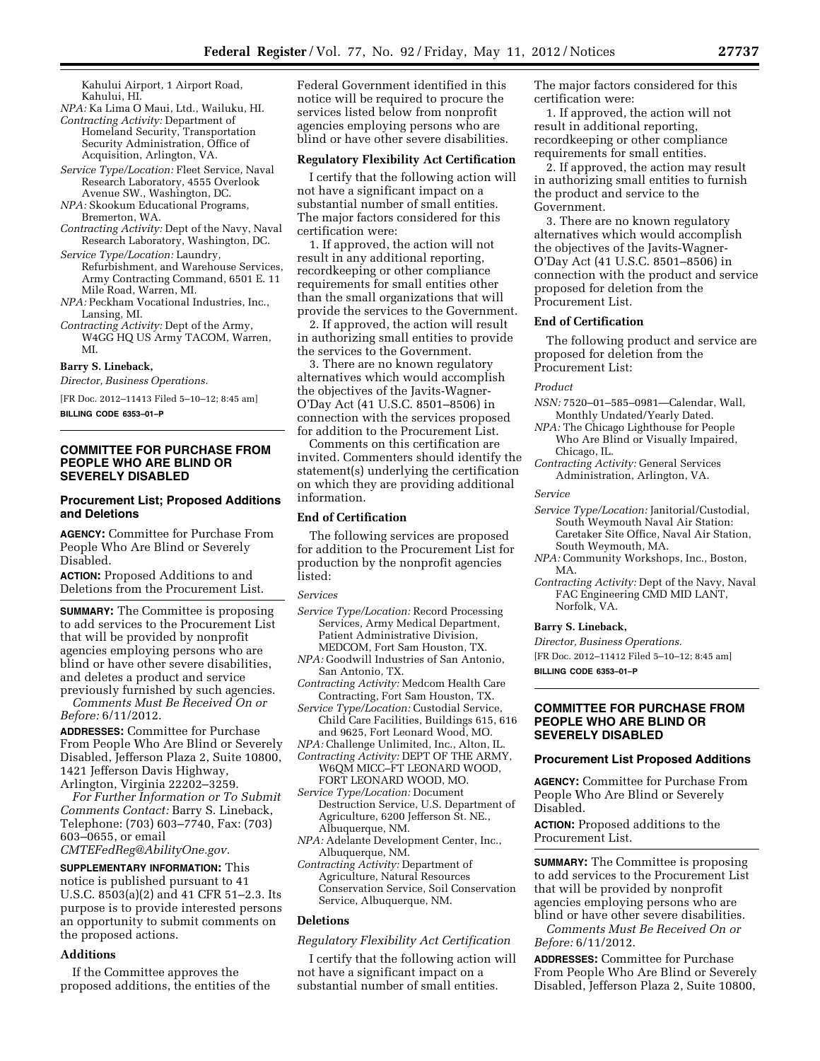Kahului Airport, 1 Airport Road, Kahului, HI.

*NPA:* Ka Lima O Maui, Ltd., Wailuku, HI.

*Contracting Activity:* Department of Homeland Security, Transportation Security Administration, Office of Acquisition, Arlington, VA.

*Service Type/Location:* Fleet Service, Naval Research Laboratory, 4555 Overlook Avenue SW., Washington, DC.

*NPA:* Skookum Educational Programs, Bremerton, WA.

*Contracting Activity:* Dept of the Navy, Naval Research Laboratory, Washington, DC.

*Service Type/Location:* Laundry, Refurbishment, and Warehouse Services, Army Contracting Command, 6501 E. 11 Mile Road, Warren, MI.

*NPA:* Peckham Vocational Industries, Inc., Lansing, MI.

*Contracting Activity:* Dept of the Army, W4GG HQ US Army TACOM, Warren, MI.

**Barry S. Lineback,**

*Director, Business Operations.*

[FR Doc. 2012–11413 Filed 5–10–12; 8:45 am]

**BILLING CODE 6353–01–P**

## COMMITTEE FOR PURCHASE FROM PEOPLE WHO ARE BLIND OR SEVERELY DISABLED

### Procurement List; Proposed Additions and Deletions

**AGENCY:** Committee for Purchase From People Who Are Blind or Severely Disabled.

**ACTION:** Proposed Additions to and Deletions from the Procurement List.

**SUMMARY:** The Committee is proposing to add services to the Procurement List that will be provided by nonprofit agencies employing persons who are blind or have other severe disabilities, and deletes a product and service previously furnished by such agencies.

*Comments Must Be Received On or Before:* 6/11/2012.

**ADDRESSES:** Committee for Purchase From People Who Are Blind or Severely Disabled, Jefferson Plaza 2, Suite 10800, 1421 Jefferson Davis Highway, Arlington, Virginia 22202–3259.

*For Further Information or To Submit Comments Contact:* Barry S. Lineback, Telephone: (703) 603–7740, Fax: (703) 603–0655, or email *CMTEFedReg@AbilityOne.gov.*

**SUPPLEMENTARY INFORMATION:** This notice is published pursuant to 41 U.S.C. 8503(a)(2) and 41 CFR 51–2.3. Its purpose is to provide interested persons an opportunity to submit comments on the proposed actions.

#### Additions

If the Committee approves the proposed additions, the entities of the Federal Government identified in this notice will be required to procure the services listed below from nonprofit agencies employing persons who are blind or have other severe disabilities.

#### Regulatory Flexibility Act Certification

I certify that the following action will not have a significant impact on a substantial number of small entities. The major factors considered for this certification were:

1. If approved, the action will not result in any additional reporting, recordkeeping or other compliance requirements for small entities other than the small organizations that will provide the services to the Government.
2. If approved, the action will result in authorizing small entities to provide the services to the Government.
3. There are no known regulatory alternatives which would accomplish the objectives of the Javits-Wagner-O'Day Act (41 U.S.C. 8501–8506) in connection with the services proposed for addition to the Procurement List.

Comments on this certification are invited. Commenters should identify the statement(s) underlying the certification on which they are providing additional information.

#### End of Certification

The following services are proposed for addition to the Procurement List for production by the nonprofit agencies listed:

*Services*

*Service Type/Location:* Record Processing Services, Army Medical Department, Patient Administrative Division, MEDCOM, Fort Sam Houston, TX.

*NPA:* Goodwill Industries of San Antonio, San Antonio, TX.

*Contracting Activity:* Medcom Health Care Contracting, Fort Sam Houston, TX.

*Service Type/Location:* Custodial Service, Child Care Facilities, Buildings 615, 616 and 9625, Fort Leonard Wood, MO.

*NPA:* Challenge Unlimited, Inc., Alton, IL.

*Contracting Activity:* DEPT OF THE ARMY, W6QM MICC–FT LEONARD WOOD, FORT LEONARD WOOD, MO.

*Service Type/Location:* Document Destruction Service, U.S. Department of Agriculture, 6200 Jefferson St. NE., Albuquerque, NM.

*NPA:* Adelante Development Center, Inc., Albuquerque, NM.

*Contracting Activity:* Department of Agriculture, Natural Resources Conservation Service, Soil Conservation Service, Albuquerque, NM.

#### Deletions

*Regulatory Flexibility Act Certification*

I certify that the following action will not have a significant impact on a substantial number of small entities. The major factors considered for this certification were:

1. If approved, the action will not result in additional reporting, recordkeeping or other compliance requirements for small entities.
2. If approved, the action may result in authorizing small entities to furnish the product and service to the Government.
3. There are no known regulatory alternatives which would accomplish the objectives of the Javits-Wagner-O'Day Act (41 U.S.C. 8501–8506) in connection with the product and service proposed for deletion from the Procurement List.

#### End of Certification

The following product and service are proposed for deletion from the Procurement List:

*Product*

*NSN:* 7520–01–585–0981—Calendar, Wall, Monthly Undated/Yearly Dated.

*NPA:* The Chicago Lighthouse for People Who Are Blind or Visually Impaired, Chicago, IL.

*Contracting Activity:* General Services Administration, Arlington, VA.

*Service*

*Service Type/Location:* Janitorial/Custodial, South Weymouth Naval Air Station: Caretaker Site Office, Naval Air Station, South Weymouth, MA.

*NPA:* Community Workshops, Inc., Boston, MA.

*Contracting Activity:* Dept of the Navy, Naval FAC Engineering CMD MID LANT, Norfolk, VA.

**Barry S. Lineback,**

*Director, Business Operations.*

[FR Doc. 2012–11412 Filed 5–10–12; 8:45 am]

**BILLING CODE 6353–01–P**

## COMMITTEE FOR PURCHASE FROM PEOPLE WHO ARE BLIND OR SEVERELY DISABLED

### Procurement List Proposed Additions

**AGENCY:** Committee for Purchase From People Who Are Blind or Severely Disabled.

**ACTION:** Proposed additions to the Procurement List.

**SUMMARY:** The Committee is proposing to add services to the Procurement List that will be provided by nonprofit agencies employing persons who are blind or have other severe disabilities.

*Comments Must Be Received On or Before:* 6/11/2012.

**ADDRESSES:** Committee for Purchase From People Who Are Blind or Severely Disabled, Jefferson Plaza 2, Suite 10800,